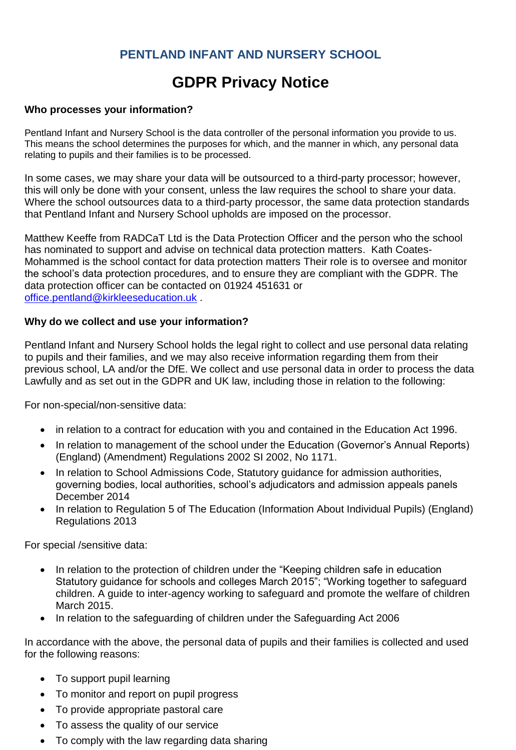## PENTLAND INFANT AND NURSERY SCHOOL

# GDPR Privacy Notice

**Who processes your information?**

Pentland Infant and Nursery School is the data controller of the personal information you provide to us. This means the school determines the purposes for which, and the manner in which, any personal data relating to pupils and their families is to be processed.

In some cases, we may share your data will be outsourced to a third-party processor; however, this will only be done with your consent, unless the law requires the school to share your data. Where the school outsources data to a third-party processor, the same data protection standards that Pentland Infant and Nursery School upholds are imposed on the processor.

Matthew Keeffe from RADCaT Ltd is the Data Protection Officer and the person who the school has nominated to support and advise on technical data protection matters. Kath Coates-Mohammed is the school contact for data protection matters Their role is to oversee and monitor the school's data protection procedures, and to ensure they are compliant with the GDPR. The data protection officer can be contacted on 01924 451631 or office.pentland@kirkleeseducation.uk .

**Why do we collect and use your information?**

Pentland Infant and Nursery School holds the legal right to collect and use personal data relating to pupils and their families, and we may also receive information regarding them from their previous school, LA and/or the DfE. We collect and use personal data in order to process the data Lawfully and as set out in the GDPR and UK law, including those in relation to the following:

For non-special/non-sensitive data:

- in relation to a contract for education with you and contained in the Education Act 1996.
- In relation to management of the school under the Education (Governor's Annual Reports) (England) (Amendment) Regulations 2002 SI 2002, No 1171.
- In relation to School Admissions Code, Statutory guidance for admission authorities, governing bodies, local authorities, school's adjudicators and admission appeals panels December 2014
- In relation to Regulation 5 of The Education (Information About Individual Pupils) (England) Regulations 2013

For special /sensitive data:

- In relation to the protection of children under the "Keeping children safe in education Statutory guidance for schools and colleges March 2015"; "Working together to safeguard children. A guide to inter-agency working to safeguard and promote the welfare of children March 2015.
- In relation to the safeguarding of children under the Safeguarding Act 2006

In accordance with the above, the personal data of pupils and their families is collected and used for the following reasons:

- To support pupil learning
- To monitor and report on pupil progress
- To provide appropriate pastoral care
- To assess the quality of our service
- To comply with the law regarding data sharing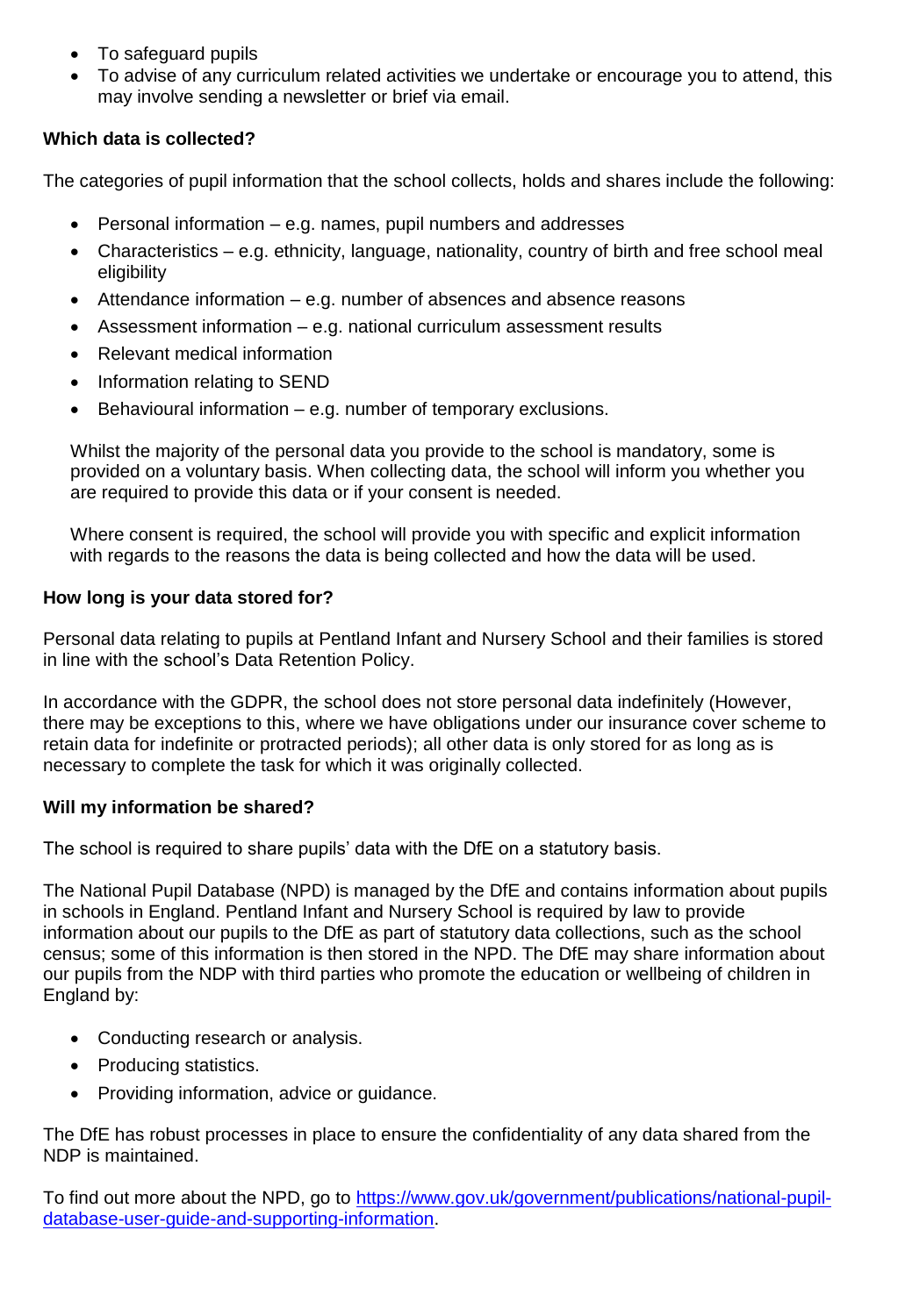- To safeguard pupils
- To advise of any curriculum related activities we undertake or encourage you to attend, this may involve sending a newsletter or brief via email.

**Which data is collected?**

The categories of pupil information that the school collects, holds and shares include the following:

- Personal information – e.g. names, pupil numbers and addresses
- Characteristics – e.g. ethnicity, language, nationality, country of birth and free school meal eligibility
- Attendance information – e.g. number of absences and absence reasons
- Assessment information – e.g. national curriculum assessment results
- Relevant medical information
- Information relating to SEND
- Behavioural information – e.g. number of temporary exclusions.

Whilst the majority of the personal data you provide to the school is mandatory, some is provided on a voluntary basis. When collecting data, the school will inform you whether you are required to provide this data or if your consent is needed.

Where consent is required, the school will provide you with specific and explicit information with regards to the reasons the data is being collected and how the data will be used.

**How long is your data stored for?**

Personal data relating to pupils at Pentland Infant and Nursery School and their families is stored in line with the school's Data Retention Policy.

In accordance with the GDPR, the school does not store personal data indefinitely (However, there may be exceptions to this, where we have obligations under our insurance cover scheme to retain data for indefinite or protracted periods); all other data is only stored for as long as is necessary to complete the task for which it was originally collected.

**Will my information be shared?**

The school is required to share pupils' data with the DfE on a statutory basis.

The National Pupil Database (NPD) is managed by the DfE and contains information about pupils in schools in England. Pentland Infant and Nursery School is required by law to provide information about our pupils to the DfE as part of statutory data collections, such as the school census; some of this information is then stored in the NPD. The DfE may share information about our pupils from the NDP with third parties who promote the education or wellbeing of children in England by:

- Conducting research or analysis.
- Producing statistics.
- Providing information, advice or guidance.

The DfE has robust processes in place to ensure the confidentiality of any data shared from the NDP is maintained.

To find out more about the NPD, go to [https://www.gov.uk/government/publications/national-pupil-database-user-guide-and-supporting-information](https://www.gov.uk/government/publications/national-pupil-database-user-guide-and-supporting-information).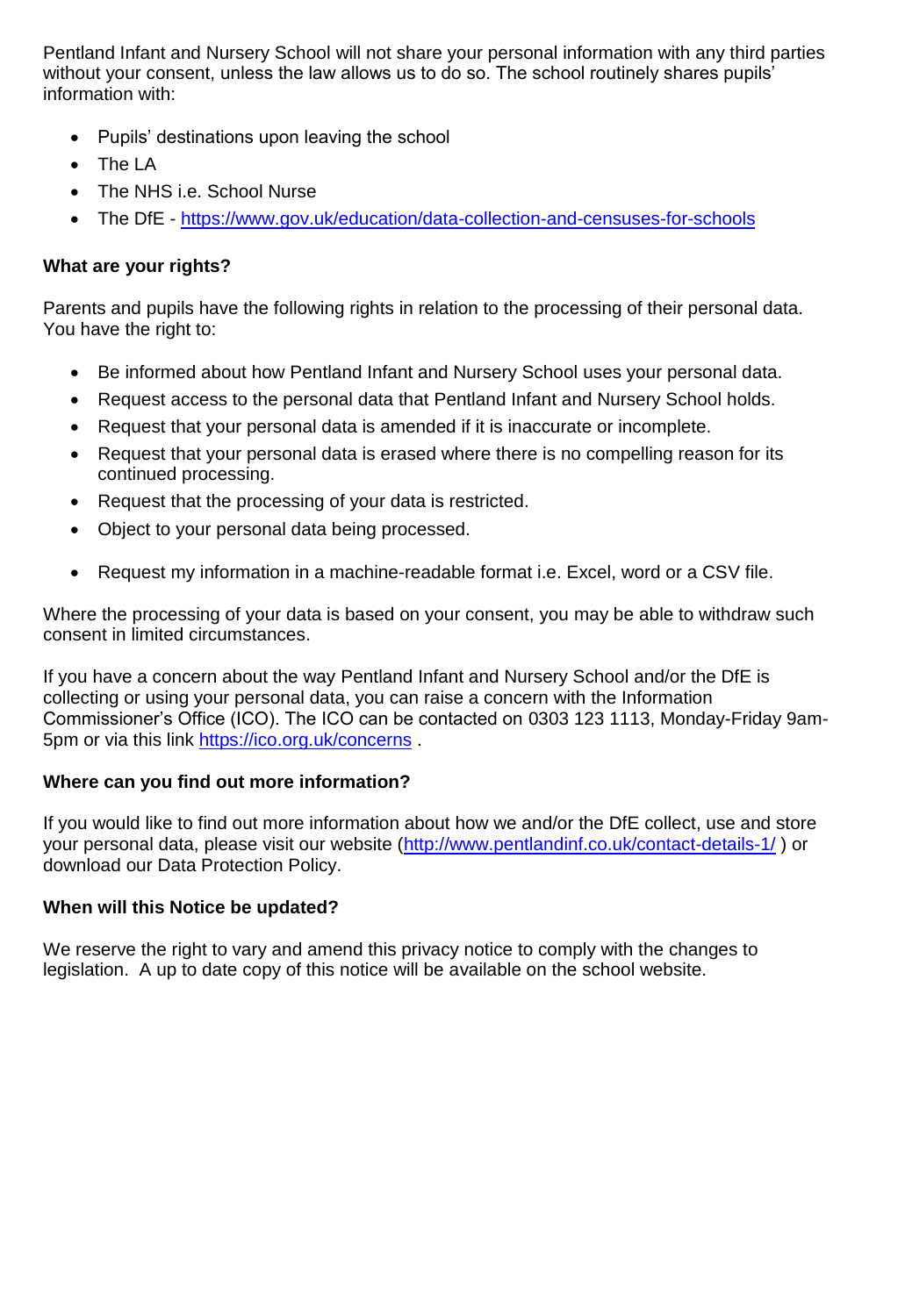Pentland Infant and Nursery School will not share your personal information with any third parties without your consent, unless the law allows us to do so. The school routinely shares pupils' information with:

- Pupils' destinations upon leaving the school
- The LA
- The NHS i.e. School Nurse
- The DfE - https://www.gov.uk/education/data-collection-and-censuses-for-schools

**What are your rights?**

Parents and pupils have the following rights in relation to the processing of their personal data. You have the right to:

- Be informed about how Pentland Infant and Nursery School uses your personal data.
- Request access to the personal data that Pentland Infant and Nursery School holds.
- Request that your personal data is amended if it is inaccurate or incomplete.
- Request that your personal data is erased where there is no compelling reason for its continued processing.
- Request that the processing of your data is restricted.
- Object to your personal data being processed.
- Request my information in a machine-readable format i.e. Excel, word or a CSV file.

Where the processing of your data is based on your consent, you may be able to withdraw such consent in limited circumstances.

If you have a concern about the way Pentland Infant and Nursery School and/or the DfE is collecting or using your personal data, you can raise a concern with the Information Commissioner's Office (ICO). The ICO can be contacted on 0303 123 1113, Monday-Friday 9am-5pm or via this link https://ico.org.uk/concerns .

**Where can you find out more information?**

If you would like to find out more information about how we and/or the DfE collect, use and store your personal data, please visit our website (http://www.pentlandinf.co.uk/contact-details-1/ ) or download our Data Protection Policy.

**When will this Notice be updated?**

We reserve the right to vary and amend this privacy notice to comply with the changes to legislation. A up to date copy of this notice will be available on the school website.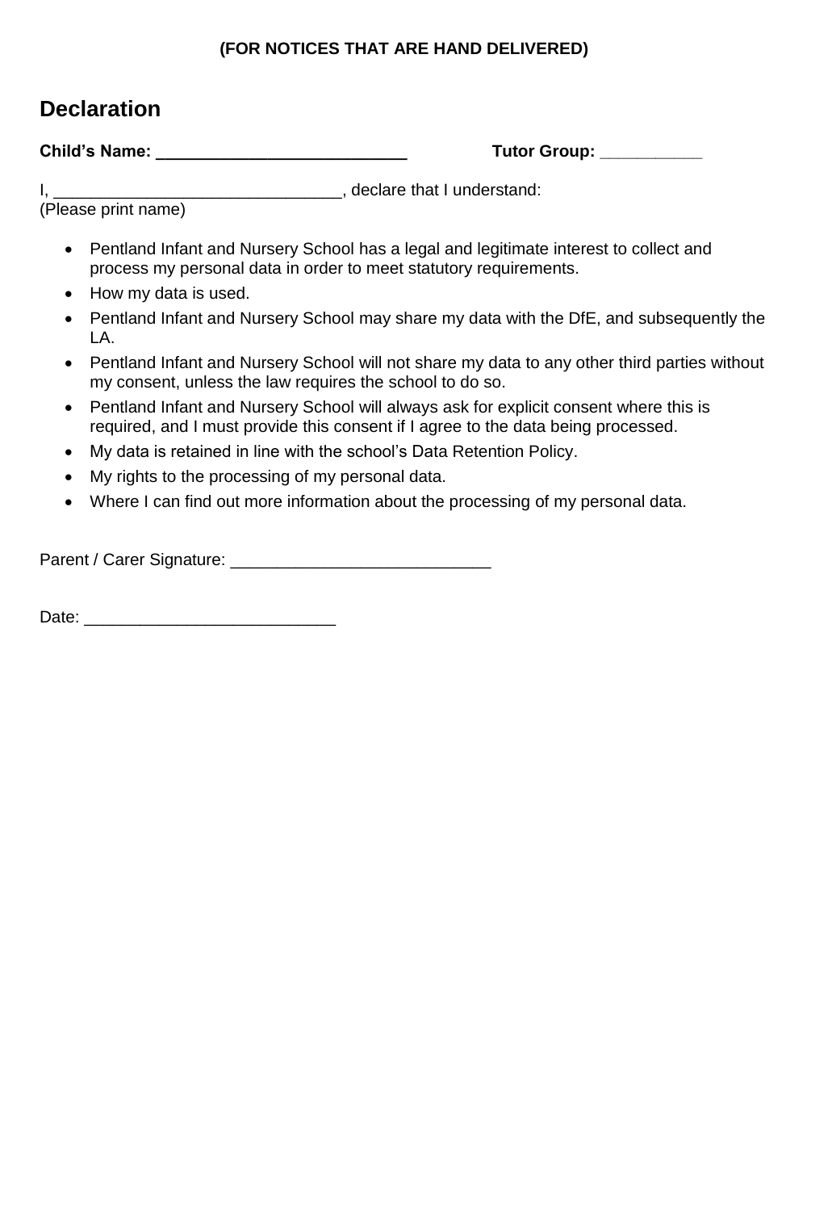**(FOR NOTICES THAT ARE HAND DELIVERED)**

## Declaration

**Child's Name: ___________________________** **Tutor Group: ___________**

I, ______________________________, declare that I understand:
(Please print name)

- Pentland Infant and Nursery School has a legal and legitimate interest to collect and process my personal data in order to meet statutory requirements.
- How my data is used.
- Pentland Infant and Nursery School may share my data with the DfE, and subsequently the LA.
- Pentland Infant and Nursery School will not share my data to any other third parties without my consent, unless the law requires the school to do so.
- Pentland Infant and Nursery School will always ask for explicit consent where this is required, and I must provide this consent if I agree to the data being processed.
- My data is retained in line with the school's Data Retention Policy.
- My rights to the processing of my personal data.
- Where I can find out more information about the processing of my personal data.

Parent / Carer Signature: ___________________________

Date: __________________________